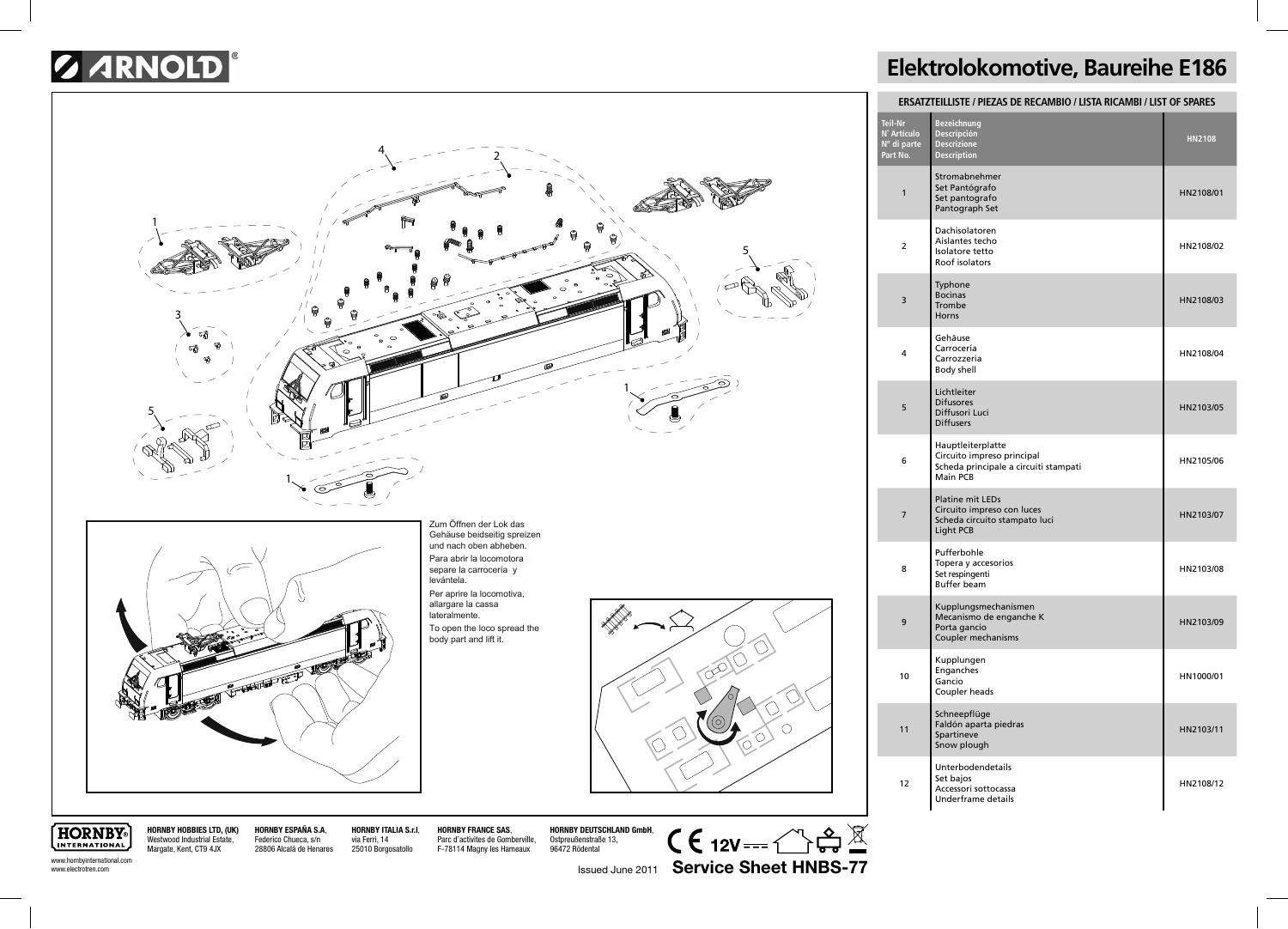# ARNOLD

# Elektrolokomotive, Baureihe E186

Zum Öffnen der Lok das Gehäuse beidseitig spreizen und nach oben abheben.

Para abrir la locomotora separe la carrocería y levántela.

Per aprire la locomotiva, allargare la cassa lateralmente.

To open the loco spread the body part and lift it.

## ERSATZTEILLISTE / PIEZAS DE RECAMBIO / LISTA RICAMBI / LIST OF SPARES

| Teil-Nr N˚ Artículo N° di parte Part No. | Bezeichnung Descripción Descrizione Description | HN2108 |
|---|---|---|
| 1 | Stromabnehmer Set Pantógrafo Set pantografo Pantograph Set | HN2108/01 |
| 2 | Dachisolatoren Aislantes techo Isolatore tetto Roof isolators | HN2108/02 |
| 3 | Typhone Bocinas Trombe Horns | HN2108/03 |
| 4 | Gehäuse Carrocería Carrozzeria Body shell | HN2108/04 |
| 5 | Lichtleiter Difusores Diffusori Luci Diffusers | HN2103/05 |
| 6 | Hauptleiterplatte Circuito impreso principal Scheda principale a circuiti stampati Main PCB | HN2105/06 |
| 7 | Platine mit LEDs Circuito impreso con luces Scheda circuito stampato luci Light PCB | HN2103/07 |
| 8 | Pufferbohle Topera y accesorios Set respingenti Buffer beam | HN2103/08 |
| 9 | Kupplungsmechanismen Mecanismo de enganche K Porta gancio Coupler mechanisms | HN2103/09 |
| 10 | Kupplungen Enganches Gancio Coupler heads | HN1000/01 |
| 11 | Schneepflüge Faldón aparta piedras Spartineve Snow plough | HN2103/11 |
| 12 | Unterbodendetails Set bajos Accessori sottocassa Underframe details | HN2108/12 |

HORNBY INTERNATIONAL

www.hornbyinternational.com
www.electrotren.com

**HORNBY HOBBIES LTD, (UK)** Westwood Industrial Estate, Margate, Kent, CT9 4JX

**HORNBY ESPAÑA S.A.** Federico Chueca, s/n 28806 Alcalá de Henares

**HORNBY ITALIA S.r.l.** via Ferri, 14 25010 Borgosatollo

**HORNBY FRANCE SAS**, Parc d'activites de Gomberville, F-78114 Magny les Hameaux

**HORNBY DEUTSCHLAND GmbH**, Ostpreußenstraße 13, 96472 Rödental

CE 12V

Issued June 2011 **Service Sheet HNBS-77**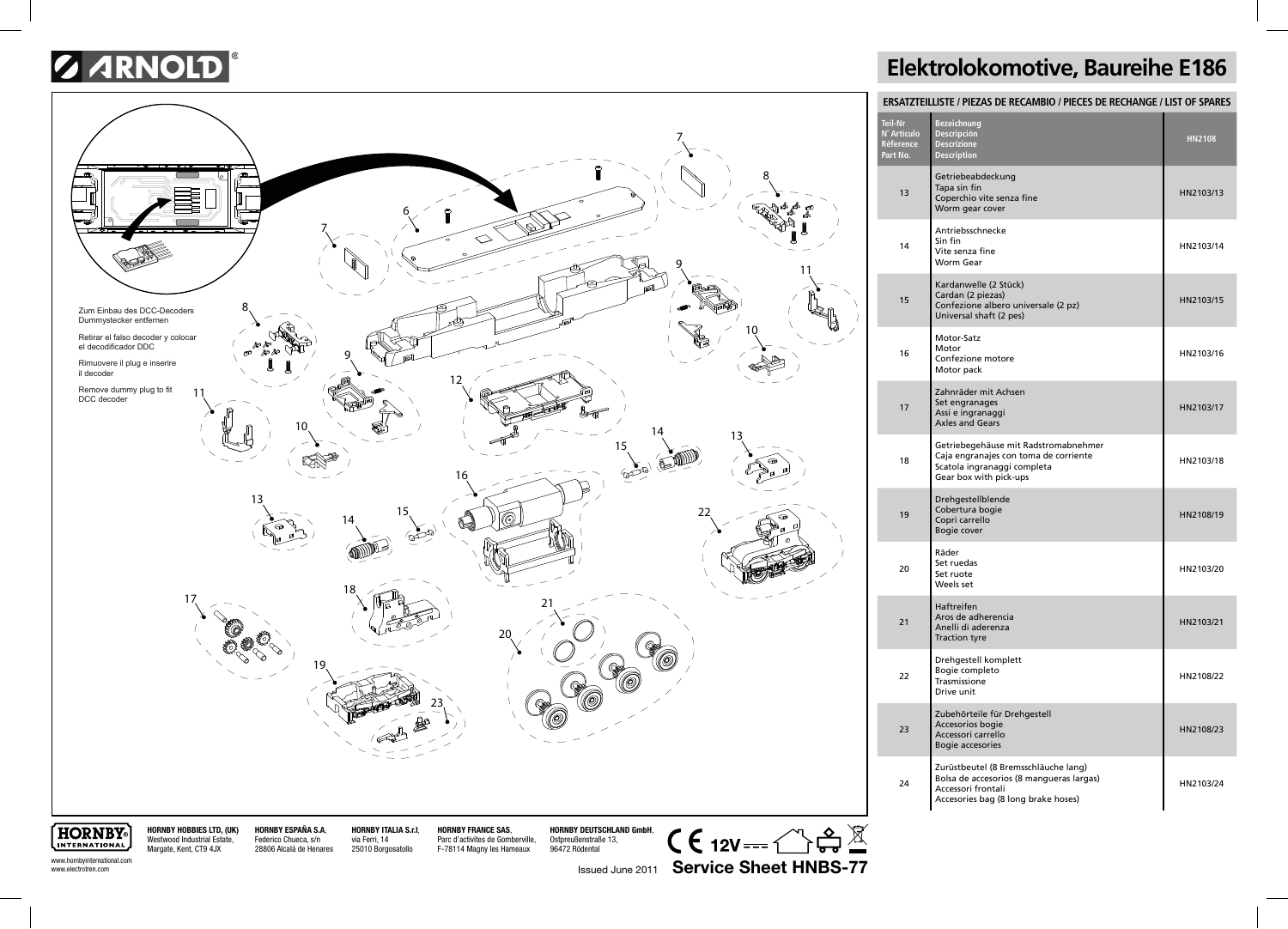# Elektrolokomotive, Baureihe E186

Zum Einbau des DCC-Decoders Dummystecker entfernen

Retirar el falso decoder y colocar el decodificador DDC

Rimuovere il plug e inserire il decoder

Remove dummy plug to fit DCC decoder

7
6
8
9
11
10
12
14
15
13
16
22
17
18
21
20
19
23

## ERSATZTEILLISTE / PIEZAS DE RECAMBIO / PIECES DE RECHANGE / LIST OF SPARES

| Teil-Nr N˚ Artículo Référence Part No. | Bezeichnung Descripción Descrizione Description | HN2108 |
|---|---|---|
| 13 | Getriebeabdeckung<br>Tapa sin fin<br>Coperchio vite senza fine<br>Worm gear cover | HN2103/13 |
| 14 | Antriebsschnecke<br>Sin fin<br>Vite senza fine<br>Worm Gear | HN2103/14 |
| 15 | Kardanwelle (2 Stück)<br>Cardan (2 piezas)<br>Confezione albero universale (2 pz)<br>Universal shaft (2 pes) | HN2103/15 |
| 16 | Motor-Satz<br>Motor<br>Confezione motore<br>Motor pack | HN2103/16 |
| 17 | Zahnräder mit Achsen<br>Set engranages<br>Assi e ingranaggi<br>Axles and Gears | HN2103/17 |
| 18 | Getriebegehäuse mit Radstromabnehmer<br>Caja engranajes con toma de corriente<br>Scatola ingranaggi completa<br>Gear box with pick-ups | HN2103/18 |
| 19 | Drehgestellblende<br>Cobertura bogie<br>Copri carrello<br>Bogie cover | HN2108/19 |
| 20 | Räder<br>Set ruedas<br>Set ruote<br>Weels set | HN2103/20 |
| 21 | Haftreifen<br>Aros de adherencia<br>Anelli di aderenza<br>Traction tyre | HN2103/21 |
| 22 | Drehgestell komplett<br>Bogie completo<br>Trasmissione<br>Drive unit | HN2108/22 |
| 23 | Zubehörteile für Drehgestell<br>Accesorios bogie<br>Accessori carrello<br>Bogie accesories | HN2108/23 |
| 24 | Zurüstbeutel (8 Bremsschläuche lang)<br>Bolsa de accesorios (8 mangueras largas)<br>Accessori frontali<br>Accesories bag (8 long brake hoses) | HN2103/24 |

**HORNBY HOBBIES LTD, (UK)** Westwood Industrial Estate, Margate, Kent, CT9 4JX

**HORNBY ESPAÑA S.A**, Federico Chueca, s/n 28806 Alcalá de Henares

**HORNBY ITALIA S.r.l**, via Ferri, 14 25010 Borgosatollo

**HORNBY FRANCE SAS**, Parc d'activites de Gomberville, F-78114 Magny les Hameaux

**HORNBY DEUTSCHLAND GmbH**, Ostpreußenstraße 13, 96472 Rödental

www.hornbyinternational.com
www.electrotren.com

12V

Issued June 2011 **Service Sheet HNBS-77**